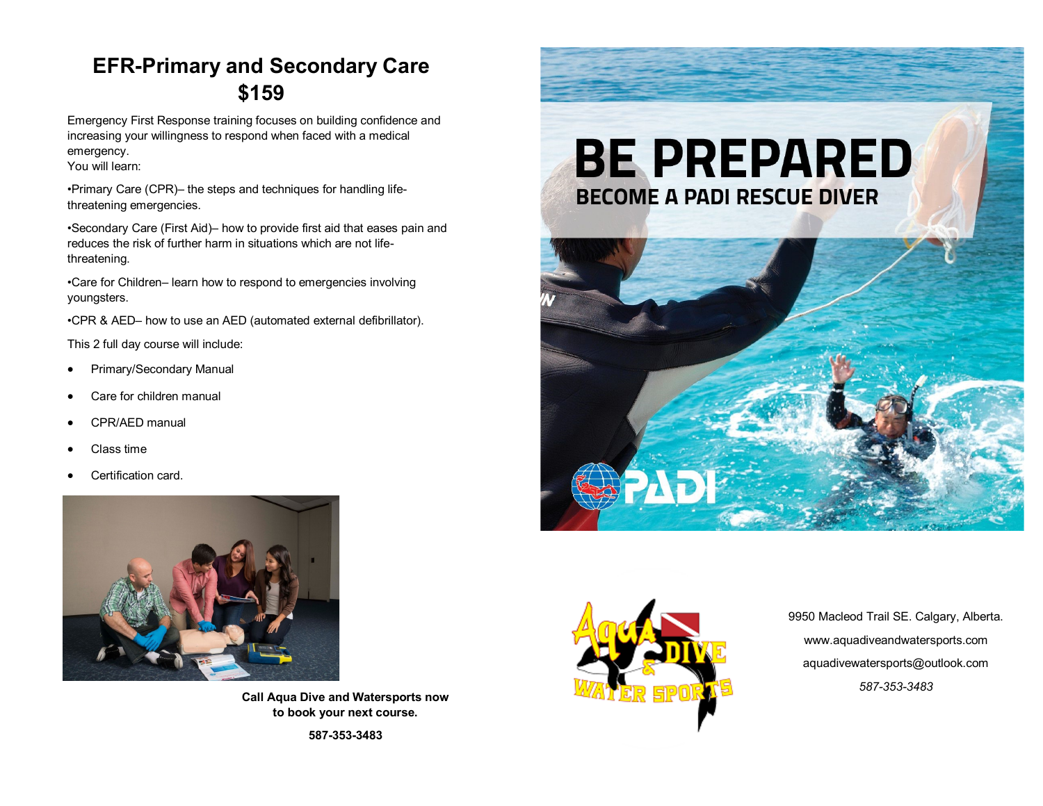# EFR-Primary and Secondary Care
## $159

Emergency First Response training focuses on building confidence and increasing your willingness to respond when faced with a medical emergency.
You will learn:

•Primary Care (CPR)– the steps and techniques for handling life-threatening emergencies.

•Secondary Care (First Aid)– how to provide first aid that eases pain and reduces the risk of further harm in situations which are not life-threatening.

•Care for Children– learn how to respond to emergencies involving youngsters.

•CPR & AED– how to use an AED (automated external defibrillator).

This 2 full day course will include:

- Primary/Secondary Manual
- Care for children manual
- CPR/AED manual
- Class time
- Certification card.

**Call Aqua Dive and Watersports now to book your next course.**

**587-353-3483**

# BE PREPARED
## BECOME A PADI RESCUE DIVER

PADI

Aqua Dive & Water Sports

9950 Macleod Trail SE. Calgary, Alberta.

www.aquadiveandwatersports.com

aquadivewatersports@outlook.com

*587-353-3483*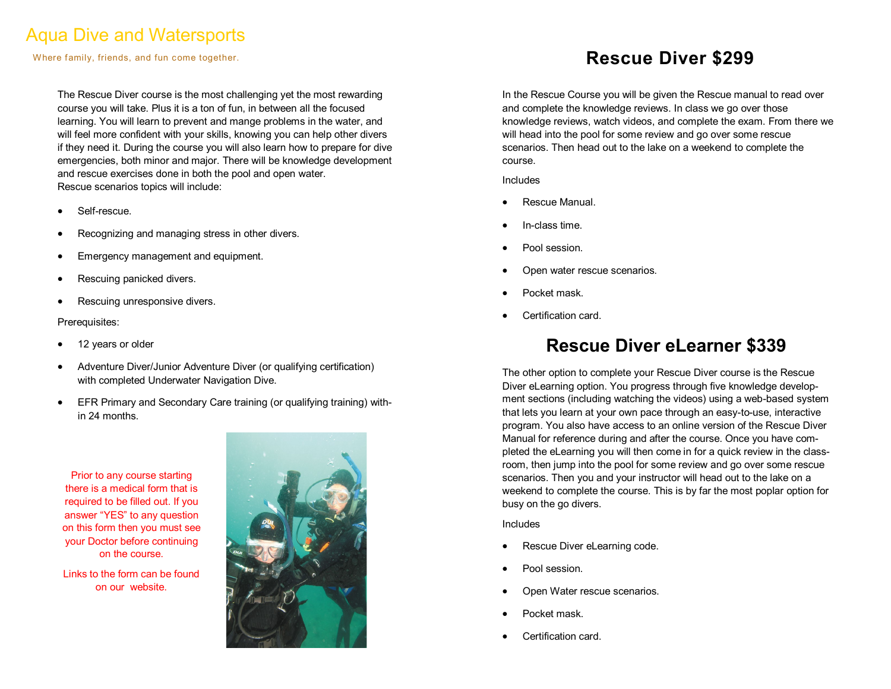# Aqua Dive and Watersports

Where family, friends, and fun come together.

The Rescue Diver course is the most challenging yet the most rewarding course you will take. Plus it is a ton of fun, in between all the focused learning. You will learn to prevent and mange problems in the water, and will feel more confident with your skills, knowing you can help other divers if they need it. During the course you will also learn how to prepare for dive emergencies, both minor and major. There will be knowledge development and rescue exercises done in both the pool and open water.
Rescue scenarios topics will include:

- Self-rescue.
- Recognizing and managing stress in other divers.
- Emergency management and equipment.
- Rescuing panicked divers.
- Rescuing unresponsive divers.

Prerequisites:

- 12 years or older
- Adventure Diver/Junior Adventure Diver (or qualifying certification) with completed Underwater Navigation Dive.
- EFR Primary and Secondary Care training (or qualifying training) within 24 months.

Prior to any course starting there is a medical form that is required to be filled out. If you answer "YES" to any question on this form then you must see your Doctor before continuing on the course.

Links to the form can be found on our website.

## Rescue Diver $299

In the Rescue Course you will be given the Rescue manual to read over and complete the knowledge reviews. In class we go over those knowledge reviews, watch videos, and complete the exam. From there we will head into the pool for some review and go over some rescue scenarios. Then head out to the lake on a weekend to complete the course.

Includes

- Rescue Manual.
- In-class time.
- Pool session.
- Open water rescue scenarios.
- Pocket mask.
- Certification card.

## Rescue Diver eLearner $339

The other option to complete your Rescue Diver course is the Rescue Diver eLearning option. You progress through five knowledge development sections (including watching the videos) using a web-based system that lets you learn at your own pace through an easy-to-use, interactive program. You also have access to an online version of the Rescue Diver Manual for reference during and after the course. Once you have completed the eLearning you will then come in for a quick review in the classroom, then jump into the pool for some review and go over some rescue scenarios. Then you and your instructor will head out to the lake on a weekend to complete the course. This is by far the most poplar option for busy on the go divers.

Includes

- Rescue Diver eLearning code.
- Pool session.
- Open Water rescue scenarios.
- Pocket mask.
- Certification card.